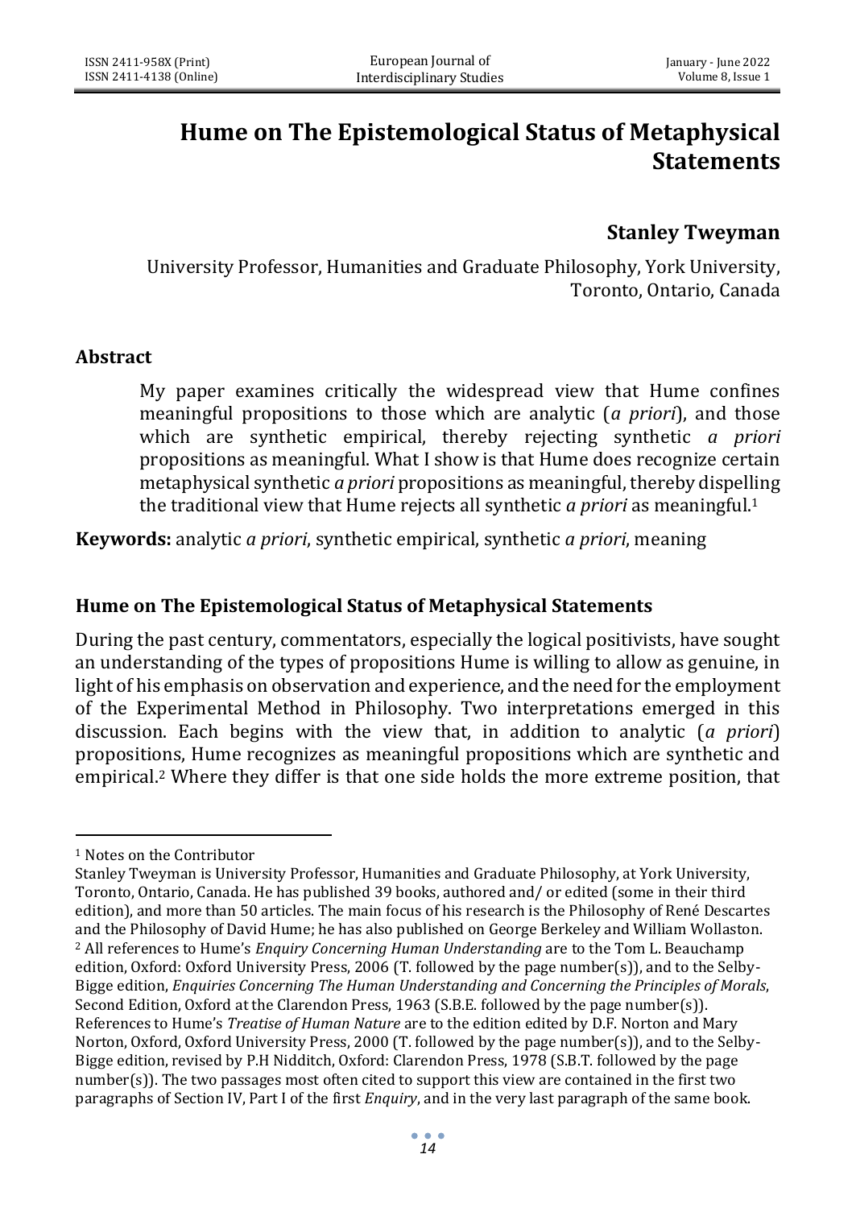# Hume on The Epistemological Status of Metaphysical Statements

**Stanley Tweyman**

University Professor, Humanities and Graduate Philosophy, York University, Toronto, Ontario, Canada

## Abstract

My paper examines critically the widespread view that Hume confines meaningful propositions to those which are analytic (*a priori*), and those which are synthetic empirical, thereby rejecting synthetic *a priori* propositions as meaningful. What I show is that Hume does recognize certain metaphysical synthetic *a priori* propositions as meaningful, thereby dispelling the traditional view that Hume rejects all synthetic *a priori* as meaningful.[1]

**Keywords:** analytic *a priori*, synthetic empirical, synthetic *a priori*, meaning

## Hume on The Epistemological Status of Metaphysical Statements

During the past century, commentators, especially the logical positivists, have sought an understanding of the types of propositions Hume is willing to allow as genuine, in light of his emphasis on observation and experience, and the need for the employment of the Experimental Method in Philosophy. Two interpretations emerged in this discussion. Each begins with the view that, in addition to analytic (*a priori*) propositions, Hume recognizes as meaningful propositions which are synthetic and empirical.[2] Where they differ is that one side holds the more extreme position, that

---

[1] Notes on the Contributor
Stanley Tweyman is University Professor, Humanities and Graduate Philosophy, at York University, Toronto, Ontario, Canada. He has published 39 books, authored and/ or edited (some in their third edition), and more than 50 articles. The main focus of his research is the Philosophy of René Descartes and the Philosophy of David Hume; he has also published on George Berkeley and William Wollaston.

[2] All references to Hume's *Enquiry Concerning Human Understanding* are to the Tom L. Beauchamp edition, Oxford: Oxford University Press, 2006 (T. followed by the page number(s)), and to the Selby-Bigge edition, *Enquiries Concerning The Human Understanding and Concerning the Principles of Morals*, Second Edition, Oxford at the Clarendon Press, 1963 (S.B.E. followed by the page number(s)). References to Hume's *Treatise of Human Nature* are to the edition edited by D.F. Norton and Mary Norton, Oxford, Oxford University Press, 2000 (T. followed by the page number(s)), and to the Selby-Bigge edition, revised by P.H Nidditch, Oxford: Clarendon Press, 1978 (S.B.T. followed by the page number(s)). The two passages most often cited to support this view are contained in the first two paragraphs of Section IV, Part I of the first *Enquiry*, and in the very last paragraph of the same book.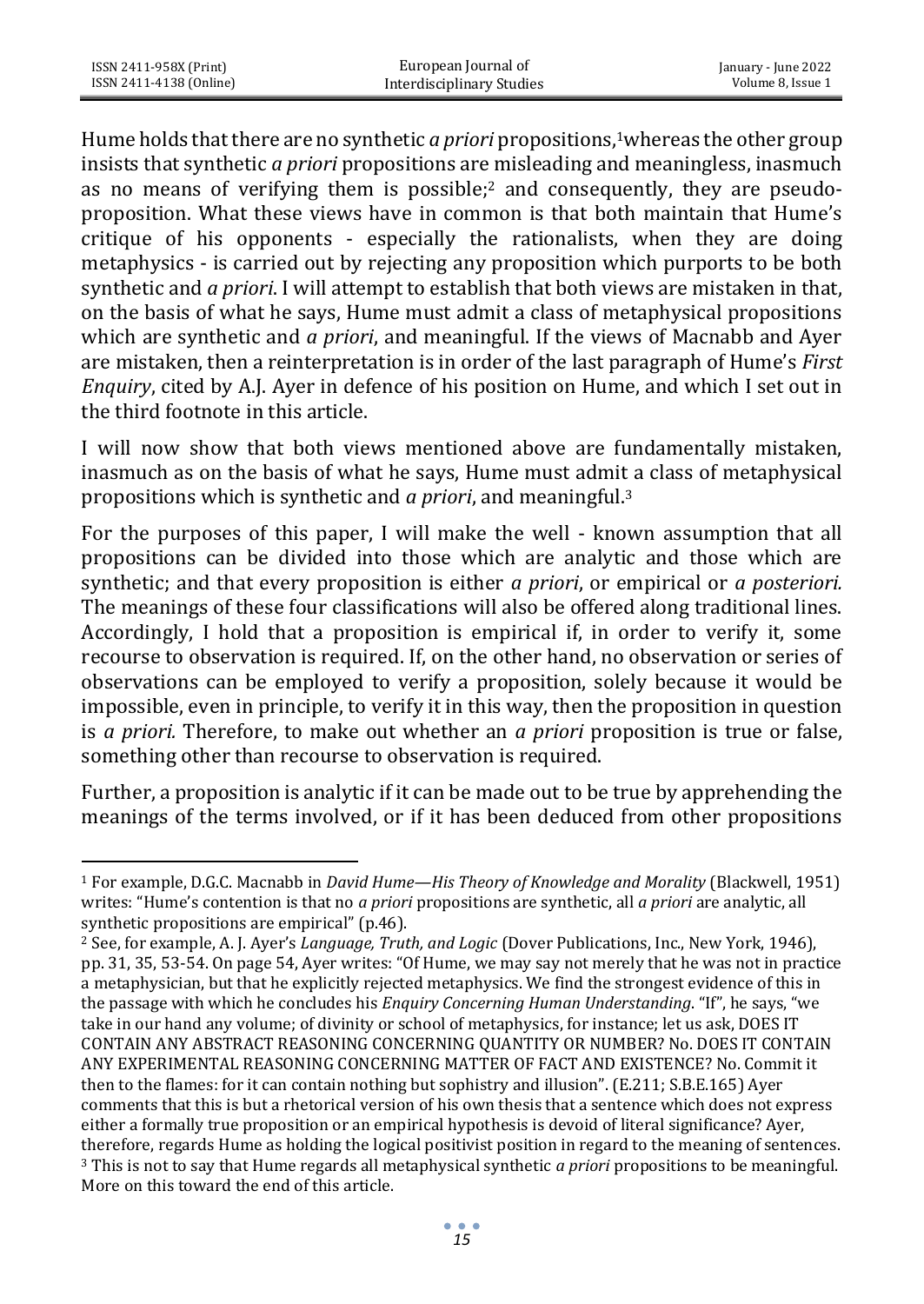Hume holds that there are no synthetic *a priori* propositions,[1]whereas the other group insists that synthetic *a priori* propositions are misleading and meaningless, inasmuch as no means of verifying them is possible;[2] and consequently, they are pseudo-proposition. What these views have in common is that both maintain that Hume's critique of his opponents - especially the rationalists, when they are doing metaphysics - is carried out by rejecting any proposition which purports to be both synthetic and *a priori*. I will attempt to establish that both views are mistaken in that, on the basis of what he says, Hume must admit a class of metaphysical propositions which are synthetic and *a priori*, and meaningful. If the views of Macnabb and Ayer are mistaken, then a reinterpretation is in order of the last paragraph of Hume's *First Enquiry*, cited by A.J. Ayer in defence of his position on Hume, and which I set out in the third footnote in this article.

I will now show that both views mentioned above are fundamentally mistaken, inasmuch as on the basis of what he says, Hume must admit a class of metaphysical propositions which is synthetic and *a priori*, and meaningful.[3]

For the purposes of this paper, I will make the well - known assumption that all propositions can be divided into those which are analytic and those which are synthetic; and that every proposition is either *a priori*, or empirical or *a posteriori.* The meanings of these four classifications will also be offered along traditional lines. Accordingly, I hold that a proposition is empirical if, in order to verify it, some recourse to observation is required. If, on the other hand, no observation or series of observations can be employed to verify a proposition, solely because it would be impossible, even in principle, to verify it in this way, then the proposition in question is *a priori.* Therefore, to make out whether an *a priori* proposition is true or false, something other than recourse to observation is required.

Further, a proposition is analytic if it can be made out to be true by apprehending the meanings of the terms involved, or if it has been deduced from other propositions

---

[1] For example, D.G.C. Macnabb in *David Hume—His Theory of Knowledge and Morality* (Blackwell, 1951) writes: "Hume's contention is that no *a priori* propositions are synthetic, all *a priori* are analytic, all synthetic propositions are empirical" (p.46).

[2] See, for example, A. J. Ayer's *Language, Truth, and Logic* (Dover Publications, Inc., New York, 1946), pp. 31, 35, 53-54. On page 54, Ayer writes: "Of Hume, we may say not merely that he was not in practice a metaphysician, but that he explicitly rejected metaphysics. We find the strongest evidence of this in the passage with which he concludes his *Enquiry Concerning Human Understanding*. "If", he says, "we take in our hand any volume; of divinity or school of metaphysics, for instance; let us ask, DOES IT CONTAIN ANY ABSTRACT REASONING CONCERNING QUANTITY OR NUMBER? No. DOES IT CONTAIN ANY EXPERIMENTAL REASONING CONCERNING MATTER OF FACT AND EXISTENCE? No. Commit it then to the flames: for it can contain nothing but sophistry and illusion". (E.211; S.B.E.165) Ayer comments that this is but a rhetorical version of his own thesis that a sentence which does not express either a formally true proposition or an empirical hypothesis is devoid of literal significance? Ayer, therefore, regards Hume as holding the logical positivist position in regard to the meaning of sentences.

[3] This is not to say that Hume regards all metaphysical synthetic *a priori* propositions to be meaningful. More on this toward the end of this article.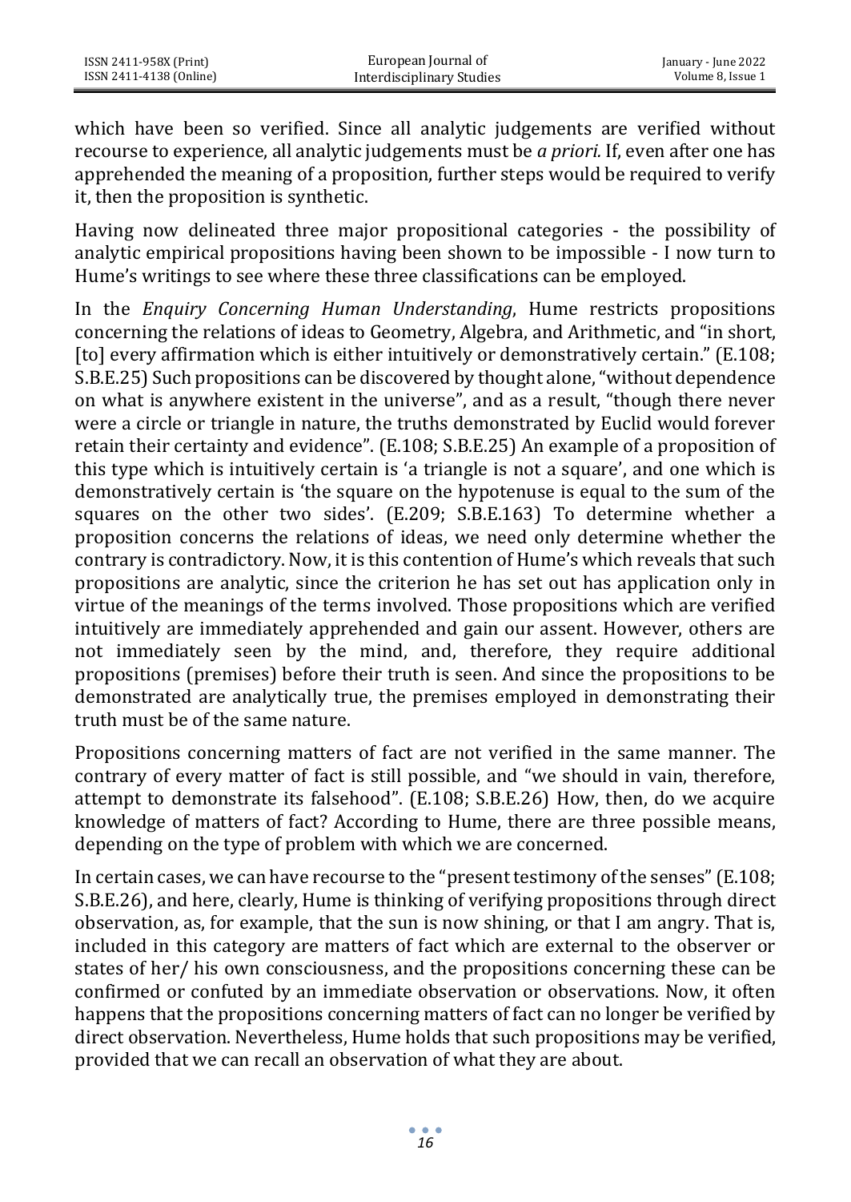which have been so verified. Since all analytic judgements are verified without recourse to experience, all analytic judgements must be *a priori.* If, even after one has apprehended the meaning of a proposition, further steps would be required to verify it, then the proposition is synthetic.

Having now delineated three major propositional categories - the possibility of analytic empirical propositions having been shown to be impossible - I now turn to Hume's writings to see where these three classifications can be employed.

In the *Enquiry Concerning Human Understanding*, Hume restricts propositions concerning the relations of ideas to Geometry, Algebra, and Arithmetic, and "in short, [to] every affirmation which is either intuitively or demonstratively certain." (E.108; S.B.E.25) Such propositions can be discovered by thought alone, "without dependence on what is anywhere existent in the universe", and as a result, "though there never were a circle or triangle in nature, the truths demonstrated by Euclid would forever retain their certainty and evidence". (E.108; S.B.E.25) An example of a proposition of this type which is intuitively certain is 'a triangle is not a square', and one which is demonstratively certain is 'the square on the hypotenuse is equal to the sum of the squares on the other two sides'. (E.209; S.B.E.163) To determine whether a proposition concerns the relations of ideas, we need only determine whether the contrary is contradictory. Now, it is this contention of Hume's which reveals that such propositions are analytic, since the criterion he has set out has application only in virtue of the meanings of the terms involved. Those propositions which are verified intuitively are immediately apprehended and gain our assent. However, others are not immediately seen by the mind, and, therefore, they require additional propositions (premises) before their truth is seen. And since the propositions to be demonstrated are analytically true, the premises employed in demonstrating their truth must be of the same nature.

Propositions concerning matters of fact are not verified in the same manner. The contrary of every matter of fact is still possible, and "we should in vain, therefore, attempt to demonstrate its falsehood". (E.108; S.B.E.26) How, then, do we acquire knowledge of matters of fact? According to Hume, there are three possible means, depending on the type of problem with which we are concerned.

In certain cases, we can have recourse to the "present testimony of the senses" (E.108; S.B.E.26), and here, clearly, Hume is thinking of verifying propositions through direct observation, as, for example, that the sun is now shining, or that I am angry. That is, included in this category are matters of fact which are external to the observer or states of her/ his own consciousness, and the propositions concerning these can be confirmed or confuted by an immediate observation or observations. Now, it often happens that the propositions concerning matters of fact can no longer be verified by direct observation. Nevertheless, Hume holds that such propositions may be verified, provided that we can recall an observation of what they are about.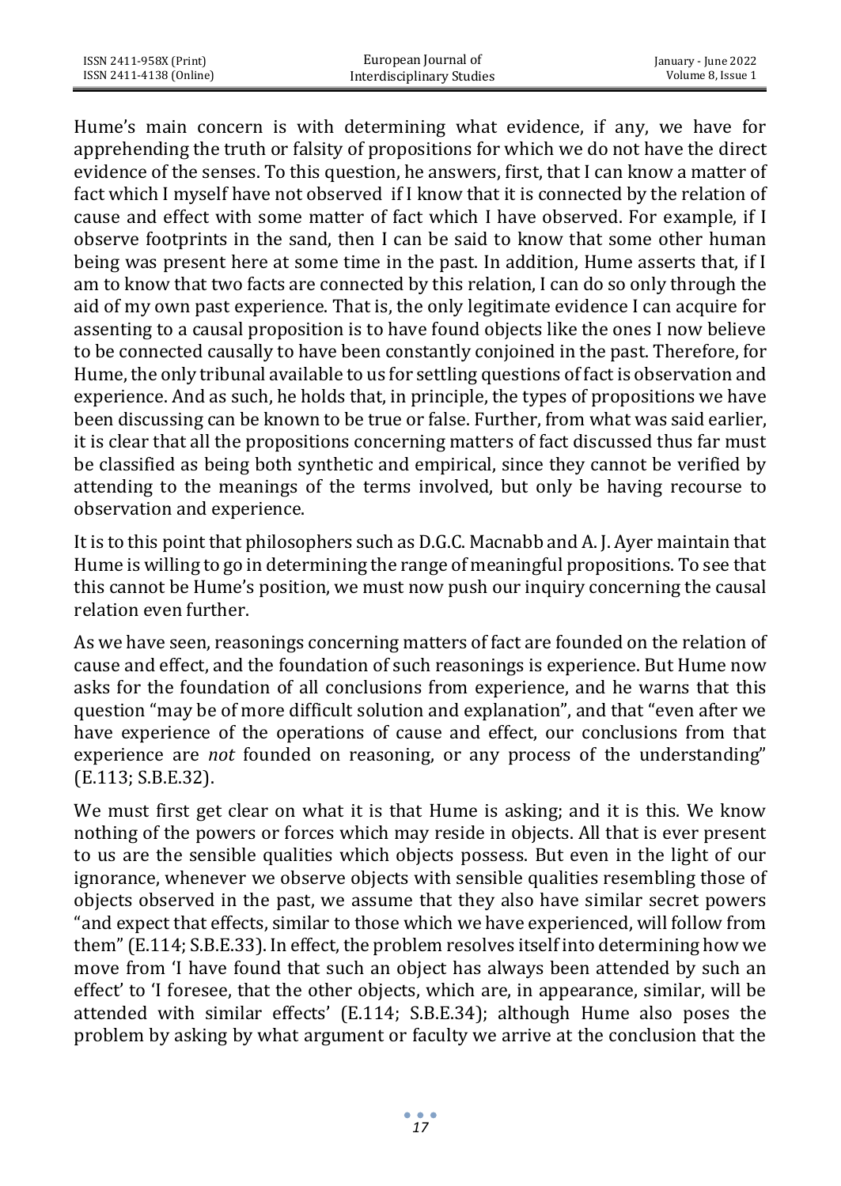Hume's main concern is with determining what evidence, if any, we have for apprehending the truth or falsity of propositions for which we do not have the direct evidence of the senses. To this question, he answers, first, that I can know a matter of fact which I myself have not observed if I know that it is connected by the relation of cause and effect with some matter of fact which I have observed. For example, if I observe footprints in the sand, then I can be said to know that some other human being was present here at some time in the past. In addition, Hume asserts that, if I am to know that two facts are connected by this relation, I can do so only through the aid of my own past experience. That is, the only legitimate evidence I can acquire for assenting to a causal proposition is to have found objects like the ones I now believe to be connected causally to have been constantly conjoined in the past. Therefore, for Hume, the only tribunal available to us for settling questions of fact is observation and experience. And as such, he holds that, in principle, the types of propositions we have been discussing can be known to be true or false. Further, from what was said earlier, it is clear that all the propositions concerning matters of fact discussed thus far must be classified as being both synthetic and empirical, since they cannot be verified by attending to the meanings of the terms involved, but only be having recourse to observation and experience.

It is to this point that philosophers such as D.G.C. Macnabb and A. J. Ayer maintain that Hume is willing to go in determining the range of meaningful propositions. To see that this cannot be Hume's position, we must now push our inquiry concerning the causal relation even further.

As we have seen, reasonings concerning matters of fact are founded on the relation of cause and effect, and the foundation of such reasonings is experience. But Hume now asks for the foundation of all conclusions from experience, and he warns that this question "may be of more difficult solution and explanation", and that "even after we have experience of the operations of cause and effect, our conclusions from that experience are *not* founded on reasoning, or any process of the understanding" (E.113; S.B.E.32).

We must first get clear on what it is that Hume is asking; and it is this. We know nothing of the powers or forces which may reside in objects. All that is ever present to us are the sensible qualities which objects possess. But even in the light of our ignorance, whenever we observe objects with sensible qualities resembling those of objects observed in the past, we assume that they also have similar secret powers "and expect that effects, similar to those which we have experienced, will follow from them" (E.114; S.B.E.33). In effect, the problem resolves itself into determining how we move from 'I have found that such an object has always been attended by such an effect' to 'I foresee, that the other objects, which are, in appearance, similar, will be attended with similar effects' (E.114; S.B.E.34); although Hume also poses the problem by asking by what argument or faculty we arrive at the conclusion that the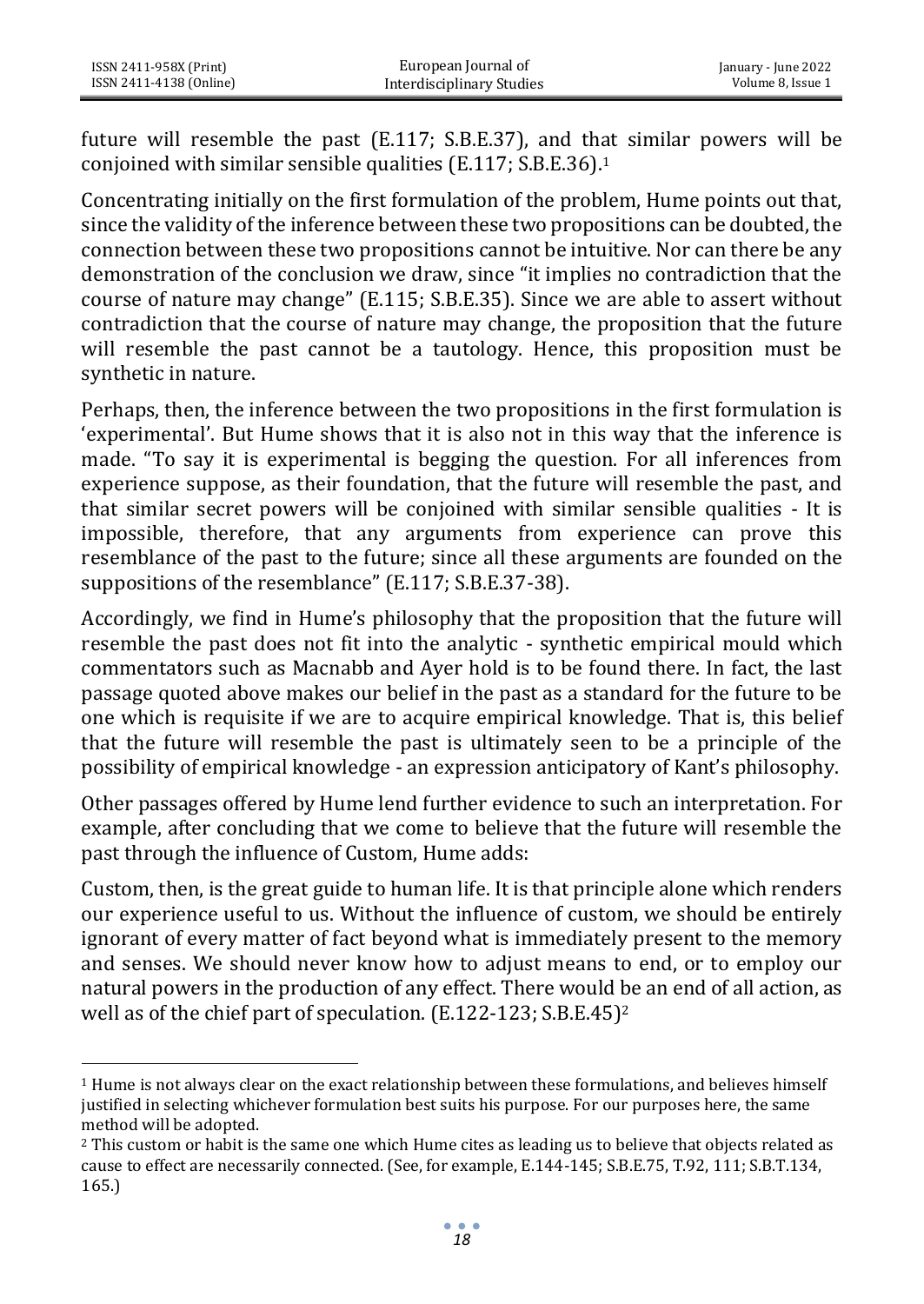future will resemble the past (E.117; S.B.E.37), and that similar powers will be conjoined with similar sensible qualities (E.117; S.B.E.36).[1]

Concentrating initially on the first formulation of the problem, Hume points out that, since the validity of the inference between these two propositions can be doubted, the connection between these two propositions cannot be intuitive. Nor can there be any demonstration of the conclusion we draw, since "it implies no contradiction that the course of nature may change" (E.115; S.B.E.35). Since we are able to assert without contradiction that the course of nature may change, the proposition that the future will resemble the past cannot be a tautology. Hence, this proposition must be synthetic in nature.

Perhaps, then, the inference between the two propositions in the first formulation is 'experimental'. But Hume shows that it is also not in this way that the inference is made. "To say it is experimental is begging the question. For all inferences from experience suppose, as their foundation, that the future will resemble the past, and that similar secret powers will be conjoined with similar sensible qualities - It is impossible, therefore, that any arguments from experience can prove this resemblance of the past to the future; since all these arguments are founded on the suppositions of the resemblance" (E.117; S.B.E.37-38).

Accordingly, we find in Hume's philosophy that the proposition that the future will resemble the past does not fit into the analytic - synthetic empirical mould which commentators such as Macnabb and Ayer hold is to be found there. In fact, the last passage quoted above makes our belief in the past as a standard for the future to be one which is requisite if we are to acquire empirical knowledge. That is, this belief that the future will resemble the past is ultimately seen to be a principle of the possibility of empirical knowledge - an expression anticipatory of Kant's philosophy.

Other passages offered by Hume lend further evidence to such an interpretation. For example, after concluding that we come to believe that the future will resemble the past through the influence of Custom, Hume adds:

Custom, then, is the great guide to human life. It is that principle alone which renders our experience useful to us. Without the influence of custom, we should be entirely ignorant of every matter of fact beyond what is immediately present to the memory and senses. We should never know how to adjust means to end, or to employ our natural powers in the production of any effect. There would be an end of all action, as well as of the chief part of speculation. (E.122-123; S.B.E.45)[2]

---

[1] Hume is not always clear on the exact relationship between these formulations, and believes himself justified in selecting whichever formulation best suits his purpose. For our purposes here, the same method will be adopted.

[2] This custom or habit is the same one which Hume cites as leading us to believe that objects related as cause to effect are necessarily connected. (See, for example, E.144-145; S.B.E.75, T.92, 111; S.B.T.134, 165.)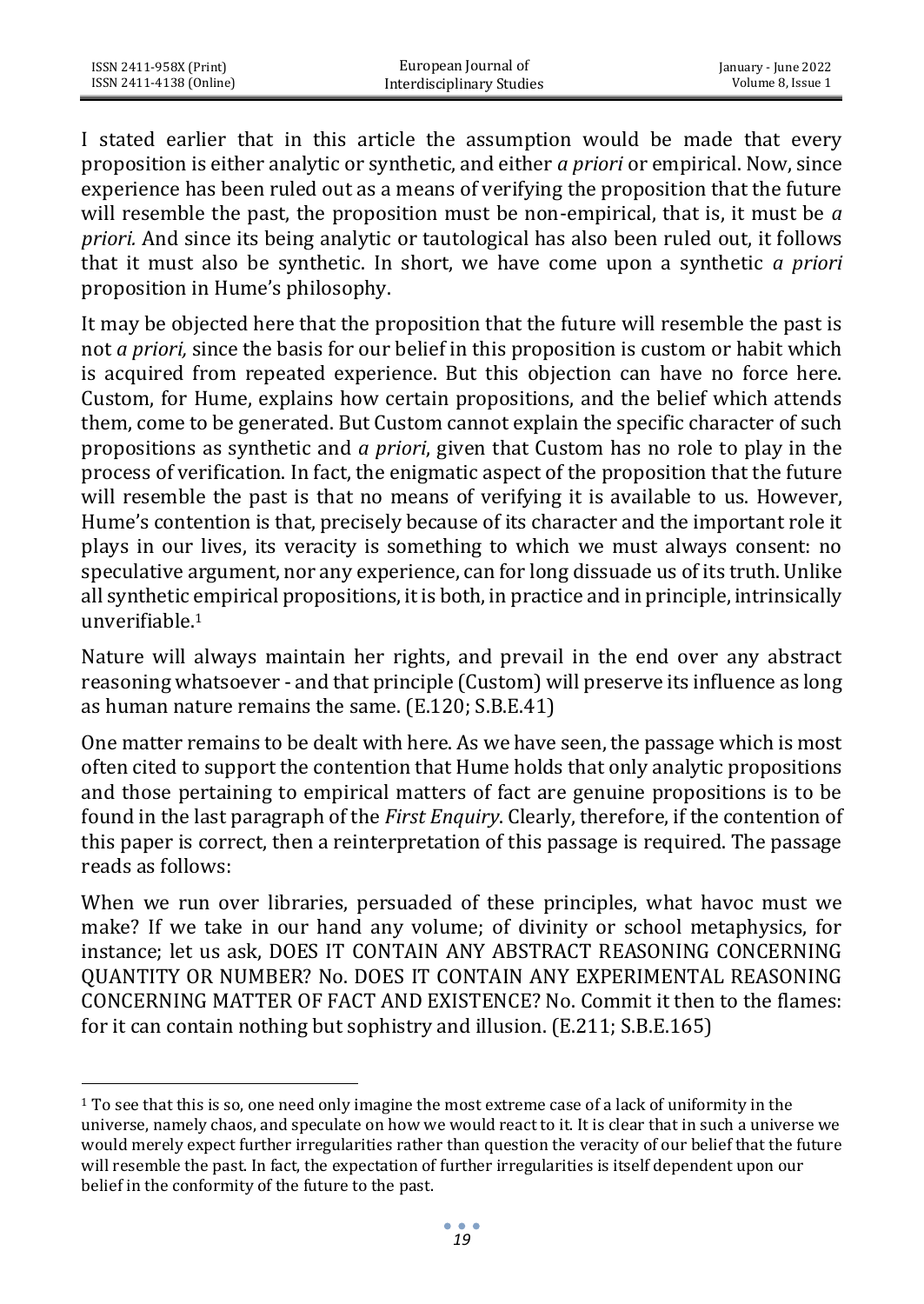I stated earlier that in this article the assumption would be made that every proposition is either analytic or synthetic, and either *a priori* or empirical. Now, since experience has been ruled out as a means of verifying the proposition that the future will resemble the past, the proposition must be non-empirical, that is, it must be *a priori.* And since its being analytic or tautological has also been ruled out, it follows that it must also be synthetic. In short, we have come upon a synthetic *a priori* proposition in Hume's philosophy.

It may be objected here that the proposition that the future will resemble the past is not *a priori,* since the basis for our belief in this proposition is custom or habit which is acquired from repeated experience. But this objection can have no force here. Custom, for Hume, explains how certain propositions, and the belief which attends them, come to be generated. But Custom cannot explain the specific character of such propositions as synthetic and *a priori*, given that Custom has no role to play in the process of verification. In fact, the enigmatic aspect of the proposition that the future will resemble the past is that no means of verifying it is available to us. However, Hume's contention is that, precisely because of its character and the important role it plays in our lives, its veracity is something to which we must always consent: no speculative argument, nor any experience, can for long dissuade us of its truth. Unlike all synthetic empirical propositions, it is both, in practice and in principle, intrinsically unverifiable.[1]

Nature will always maintain her rights, and prevail in the end over any abstract reasoning whatsoever - and that principle (Custom) will preserve its influence as long as human nature remains the same. (E.120; S.B.E.41)

One matter remains to be dealt with here. As we have seen, the passage which is most often cited to support the contention that Hume holds that only analytic propositions and those pertaining to empirical matters of fact are genuine propositions is to be found in the last paragraph of the *First Enquiry*. Clearly, therefore, if the contention of this paper is correct, then a reinterpretation of this passage is required. The passage reads as follows:

When we run over libraries, persuaded of these principles, what havoc must we make? If we take in our hand any volume; of divinity or school metaphysics, for instance; let us ask, DOES IT CONTAIN ANY ABSTRACT REASONING CONCERNING QUANTITY OR NUMBER? No. DOES IT CONTAIN ANY EXPERIMENTAL REASONING CONCERNING MATTER OF FACT AND EXISTENCE? No. Commit it then to the flames: for it can contain nothing but sophistry and illusion. (E.211; S.B.E.165)

---

[1] To see that this is so, one need only imagine the most extreme case of a lack of uniformity in the universe, namely chaos, and speculate on how we would react to it. It is clear that in such a universe we would merely expect further irregularities rather than question the veracity of our belief that the future will resemble the past. In fact, the expectation of further irregularities is itself dependent upon our belief in the conformity of the future to the past.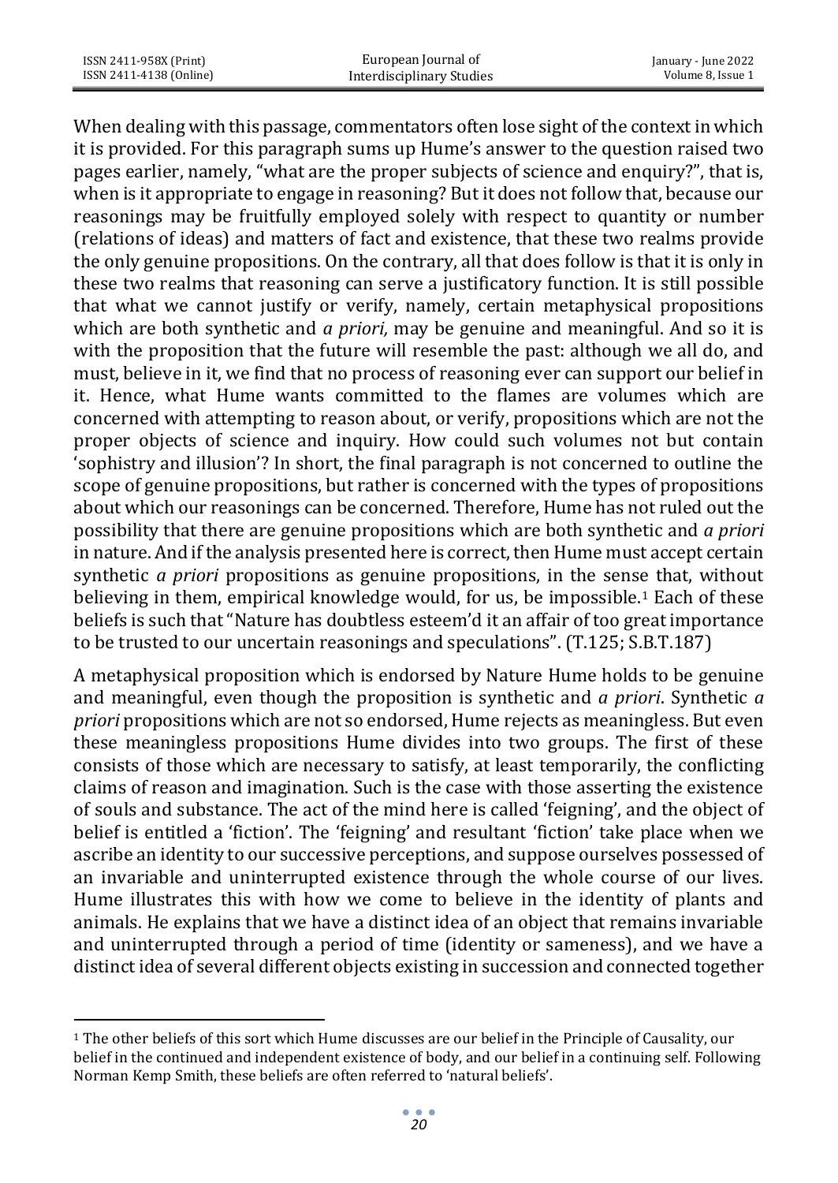When dealing with this passage, commentators often lose sight of the context in which it is provided. For this paragraph sums up Hume's answer to the question raised two pages earlier, namely, "what are the proper subjects of science and enquiry?", that is, when is it appropriate to engage in reasoning? But it does not follow that, because our reasonings may be fruitfully employed solely with respect to quantity or number (relations of ideas) and matters of fact and existence, that these two realms provide the only genuine propositions. On the contrary, all that does follow is that it is only in these two realms that reasoning can serve a justificatory function. It is still possible that what we cannot justify or verify, namely, certain metaphysical propositions which are both synthetic and *a priori,* may be genuine and meaningful. And so it is with the proposition that the future will resemble the past: although we all do, and must, believe in it, we find that no process of reasoning ever can support our belief in it. Hence, what Hume wants committed to the flames are volumes which are concerned with attempting to reason about, or verify, propositions which are not the proper objects of science and inquiry. How could such volumes not but contain 'sophistry and illusion'? In short, the final paragraph is not concerned to outline the scope of genuine propositions, but rather is concerned with the types of propositions about which our reasonings can be concerned. Therefore, Hume has not ruled out the possibility that there are genuine propositions which are both synthetic and *a priori* in nature. And if the analysis presented here is correct, then Hume must accept certain synthetic *a priori* propositions as genuine propositions, in the sense that, without believing in them, empirical knowledge would, for us, be impossible.[1] Each of these beliefs is such that "Nature has doubtless esteem'd it an affair of too great importance to be trusted to our uncertain reasonings and speculations". (T.125; S.B.T.187)

A metaphysical proposition which is endorsed by Nature Hume holds to be genuine and meaningful, even though the proposition is synthetic and *a priori*. Synthetic *a priori* propositions which are not so endorsed, Hume rejects as meaningless. But even these meaningless propositions Hume divides into two groups. The first of these consists of those which are necessary to satisfy, at least temporarily, the conflicting claims of reason and imagination. Such is the case with those asserting the existence of souls and substance. The act of the mind here is called 'feigning', and the object of belief is entitled a 'fiction'. The 'feigning' and resultant 'fiction' take place when we ascribe an identity to our successive perceptions, and suppose ourselves possessed of an invariable and uninterrupted existence through the whole course of our lives. Hume illustrates this with how we come to believe in the identity of plants and animals. He explains that we have a distinct idea of an object that remains invariable and uninterrupted through a period of time (identity or sameness), and we have a distinct idea of several different objects existing in succession and connected together

---

[1] The other beliefs of this sort which Hume discusses are our belief in the Principle of Causality, our belief in the continued and independent existence of body, and our belief in a continuing self. Following Norman Kemp Smith, these beliefs are often referred to 'natural beliefs'.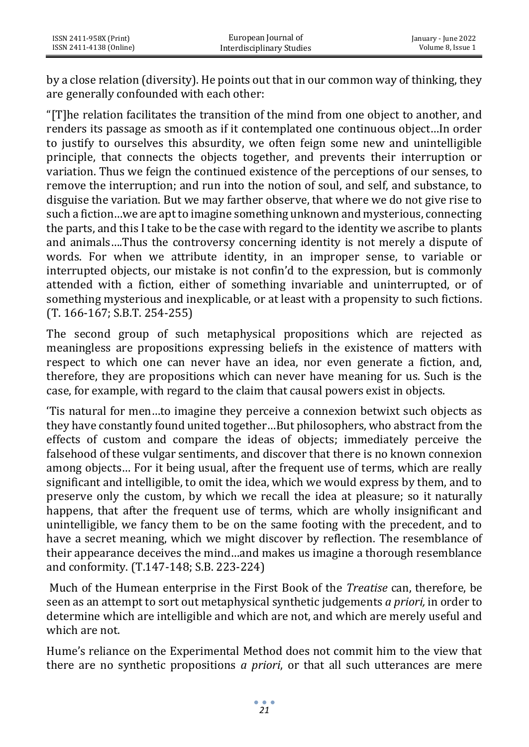by a close relation (diversity). He points out that in our common way of thinking, they are generally confounded with each other:

"[T]he relation facilitates the transition of the mind from one object to another, and renders its passage as smooth as if it contemplated one continuous object…In order to justify to ourselves this absurdity, we often feign some new and unintelligible principle, that connects the objects together, and prevents their interruption or variation. Thus we feign the continued existence of the perceptions of our senses, to remove the interruption; and run into the notion of soul, and self, and substance, to disguise the variation. But we may farther observe, that where we do not give rise to such a fiction…we are apt to imagine something unknown and mysterious, connecting the parts, and this I take to be the case with regard to the identity we ascribe to plants and animals….Thus the controversy concerning identity is not merely a dispute of words. For when we attribute identity, in an improper sense, to variable or interrupted objects, our mistake is not confin'd to the expression, but is commonly attended with a fiction, either of something invariable and uninterrupted, or of something mysterious and inexplicable, or at least with a propensity to such fictions. (T. 166-167; S.B.T. 254-255)

The second group of such metaphysical propositions which are rejected as meaningless are propositions expressing beliefs in the existence of matters with respect to which one can never have an idea, nor even generate a fiction, and, therefore, they are propositions which can never have meaning for us. Such is the case, for example, with regard to the claim that causal powers exist in objects.

'Tis natural for men…to imagine they perceive a connexion betwixt such objects as they have constantly found united together…But philosophers, who abstract from the effects of custom and compare the ideas of objects; immediately perceive the falsehood of these vulgar sentiments, and discover that there is no known connexion among objects… For it being usual, after the frequent use of terms, which are really significant and intelligible, to omit the idea, which we would express by them, and to preserve only the custom, by which we recall the idea at pleasure; so it naturally happens, that after the frequent use of terms, which are wholly insignificant and unintelligible, we fancy them to be on the same footing with the precedent, and to have a secret meaning, which we might discover by reflection. The resemblance of their appearance deceives the mind…and makes us imagine a thorough resemblance and conformity. (T.147-148; S.B. 223-224)

Much of the Humean enterprise in the First Book of the *Treatise* can, therefore, be seen as an attempt to sort out metaphysical synthetic judgements *a priori,* in order to determine which are intelligible and which are not, and which are merely useful and which are not.

Hume's reliance on the Experimental Method does not commit him to the view that there are no synthetic propositions *a priori*, or that all such utterances are mere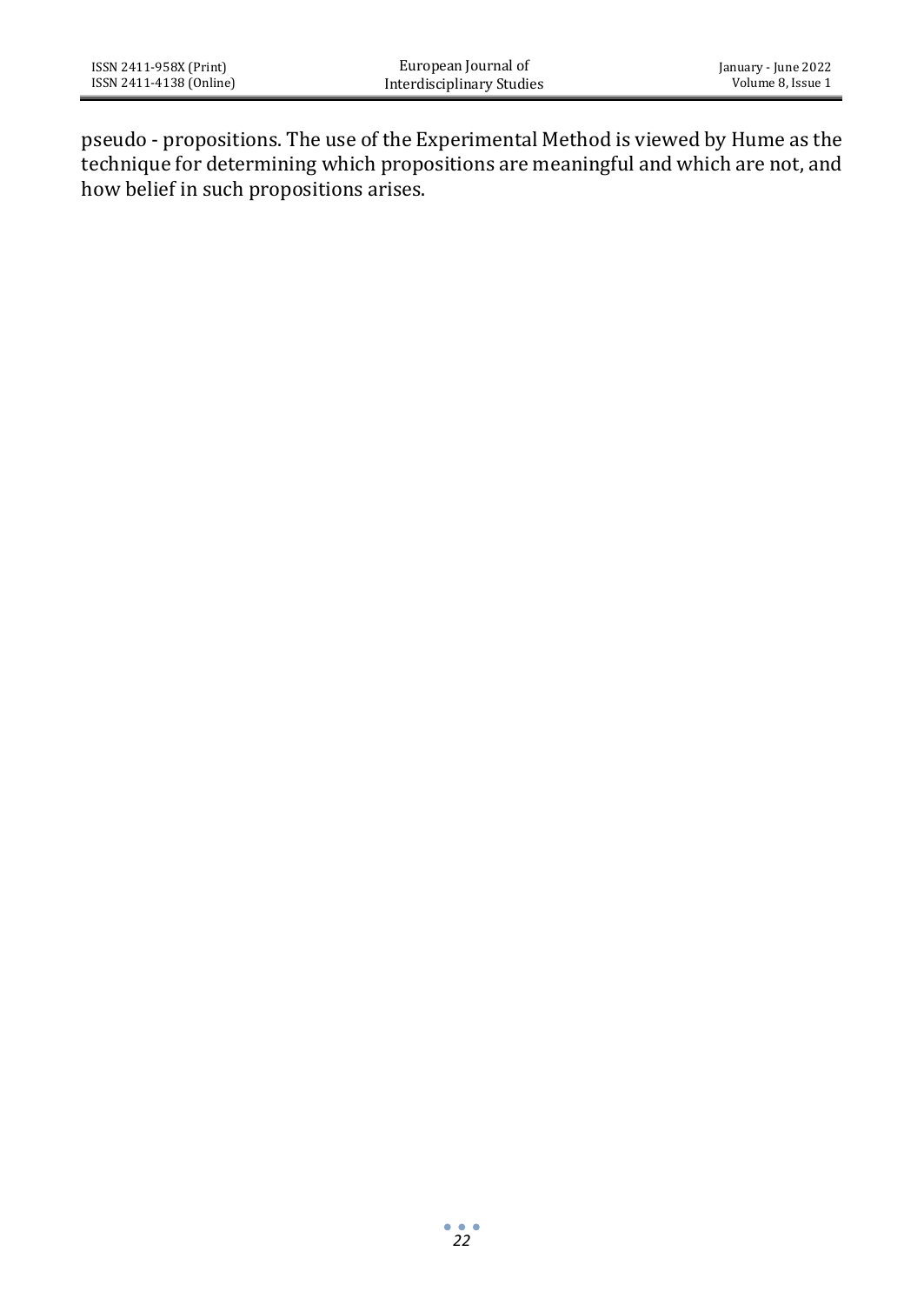pseudo - propositions. The use of the Experimental Method is viewed by Hume as the technique for determining which propositions are meaningful and which are not, and how belief in such propositions arises.